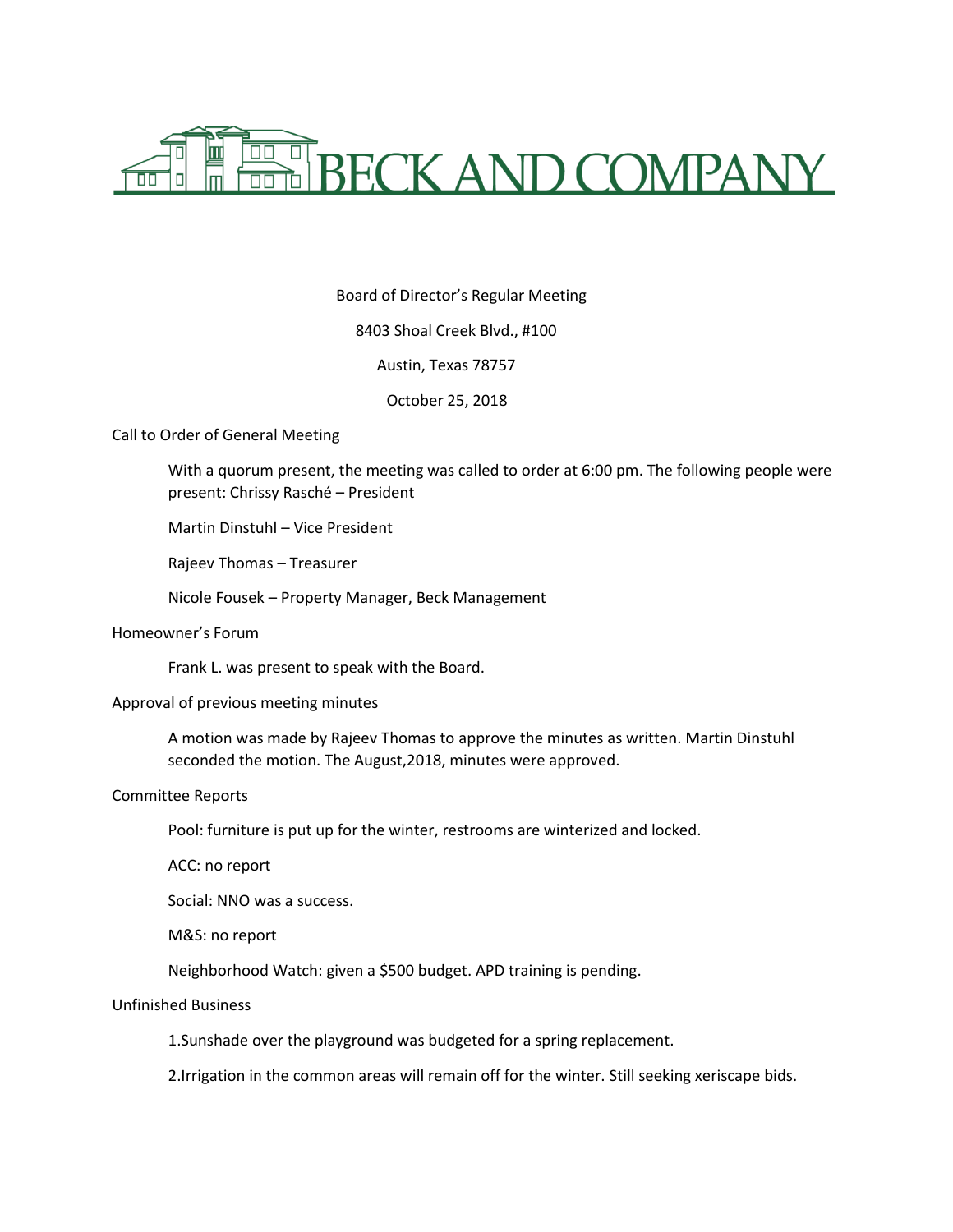# BECK AND COMPANY

Board of Director's Regular Meeting

8403 Shoal Creek Blvd., #100

Austin, Texas 78757

October 25, 2018

## Call to Order of General Meeting

With a quorum present, the meeting was called to order at 6:00 pm. The following people were present: Chrissy Rasché – President

Martin Dinstuhl – Vice President

Rajeev Thomas – Treasurer

Nicole Fousek – Property Manager, Beck Management

## Homeowner's Forum

Frank L. was present to speak with the Board.

## Approval of previous meeting minutes

A motion was made by Rajeev Thomas to approve the minutes as written. Martin Dinstuhl seconded the motion. The August,2018, minutes were approved.

## Committee Reports

Pool: furniture is put up for the winter, restrooms are winterized and locked.

ACC: no report

Social: NNO was a success.

M&S: no report

Neighborhood Watch: given a $500 budget. APD training is pending.

## Unfinished Business

1.Sunshade over the playground was budgeted for a spring replacement.

2.Irrigation in the common areas will remain off for the winter. Still seeking xeriscape bids.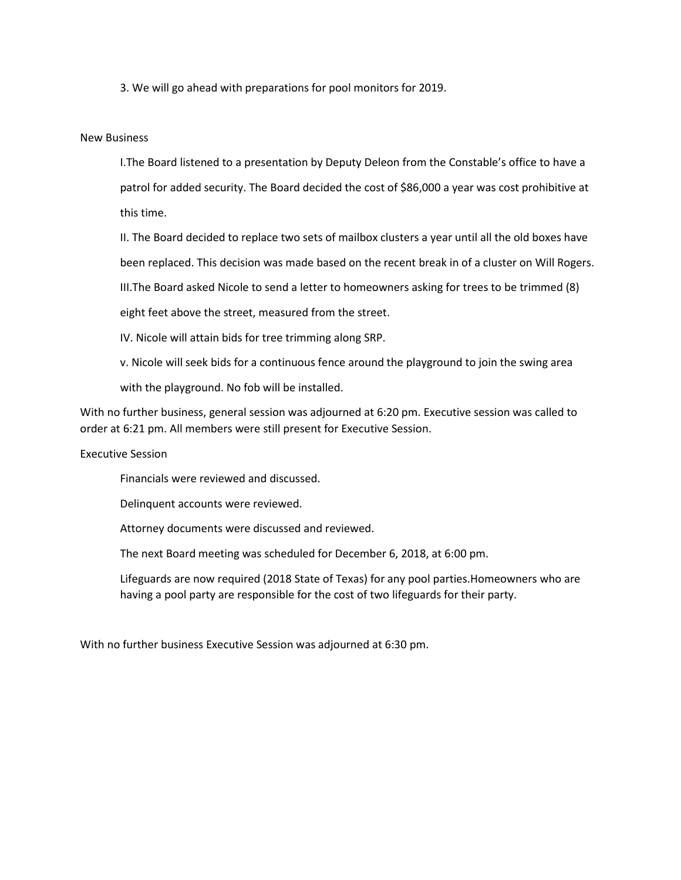3. We will go ahead with preparations for pool monitors for 2019.

New Business

I.The Board listened to a presentation by Deputy Deleon from the Constable's office to have a patrol for added security. The Board decided the cost of $86,000 a year was cost prohibitive at this time.

II. The Board decided to replace two sets of mailbox clusters a year until all the old boxes have been replaced. This decision was made based on the recent break in of a cluster on Will Rogers.

III.The Board asked Nicole to send a letter to homeowners asking for trees to be trimmed (8) eight feet above the street, measured from the street.

IV. Nicole will attain bids for tree trimming along SRP.

v. Nicole will seek bids for a continuous fence around the playground to join the swing area with the playground. No fob will be installed.

With no further business, general session was adjourned at 6:20 pm. Executive session was called to order at 6:21 pm. All members were still present for Executive Session.

Executive Session

Financials were reviewed and discussed.

Delinquent accounts were reviewed.

Attorney documents were discussed and reviewed.

The next Board meeting was scheduled for December 6, 2018, at 6:00 pm.

Lifeguards are now required (2018 State of Texas) for any pool parties.Homeowners who are having a pool party are responsible for the cost of two lifeguards for their party.

With no further business Executive Session was adjourned at 6:30 pm.